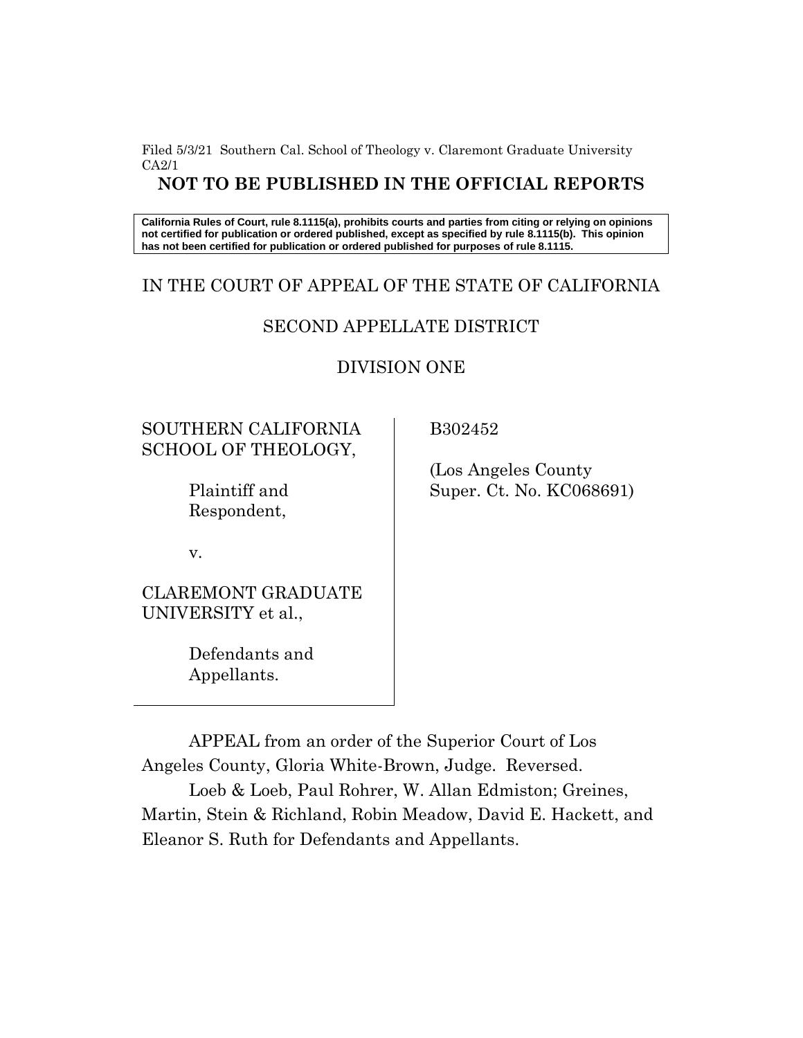Filed 5/3/21 Southern Cal. School of Theology v. Claremont Graduate University CA2/1

**NOT TO BE PUBLISHED IN THE OFFICIAL REPORTS**

**California Rules of Court, rule 8.1115(a), prohibits courts and parties from citing or relying on opinions not certified for publication or ordered published, except as specified by rule 8.1115(b). This opinion has not been certified for publication or ordered published for purposes of rule 8.1115.**

IN THE COURT OF APPEAL OF THE STATE OF CALIFORNIA

SECOND APPELLATE DISTRICT

DIVISION ONE

SOUTHERN CALIFORNIA SCHOOL OF THEOLOGY,

Plaintiff and Respondent,

v.

CLAREMONT GRADUATE UNIVERSITY et al.,

Defendants and Appellants.

B302452

(Los Angeles County Super. Ct. No. KC068691)

APPEAL from an order of the Superior Court of Los Angeles County, Gloria White-Brown, Judge. Reversed.

Loeb & Loeb, Paul Rohrer, W. Allan Edmiston; Greines, Martin, Stein & Richland, Robin Meadow, David E. Hackett, and Eleanor S. Ruth for Defendants and Appellants.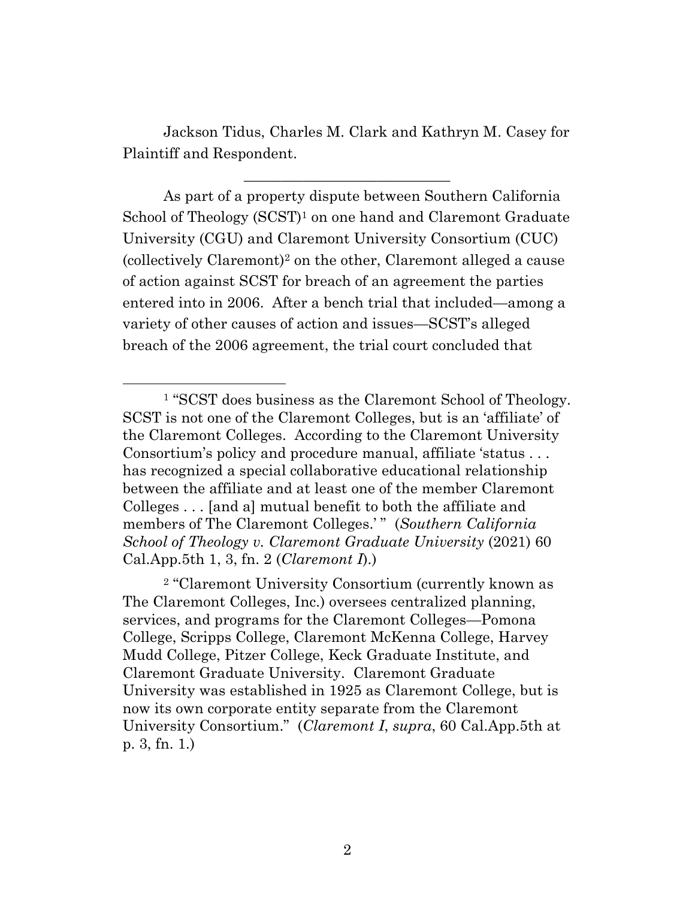Jackson Tidus, Charles M. Clark and Kathryn M. Casey for Plaintiff and Respondent.

---

As part of a property dispute between Southern California School of Theology (SCST)[1] on one hand and Claremont Graduate University (CGU) and Claremont University Consortium (CUC) (collectively Claremont)[2] on the other, Claremont alleged a cause of action against SCST for breach of an agreement the parties entered into in 2006. After a bench trial that included—among a variety of other causes of action and issues—SCST's alleged breach of the 2006 agreement, the trial court concluded that

---

[1] "SCST does business as the Claremont School of Theology. SCST is not one of the Claremont Colleges, but is an 'affiliate' of the Claremont Colleges. According to the Claremont University Consortium's policy and procedure manual, affiliate 'status . . . has recognized a special collaborative educational relationship between the affiliate and at least one of the member Claremont Colleges . . . [and a] mutual benefit to both the affiliate and members of The Claremont Colleges.' " (*Southern California School of Theology v. Claremont Graduate University* (2021) 60 Cal.App.5th 1, 3, fn. 2 (*Claremont I*).)

[2] "Claremont University Consortium (currently known as The Claremont Colleges, Inc.) oversees centralized planning, services, and programs for the Claremont Colleges—Pomona College, Scripps College, Claremont McKenna College, Harvey Mudd College, Pitzer College, Keck Graduate Institute, and Claremont Graduate University. Claremont Graduate University was established in 1925 as Claremont College, but is now its own corporate entity separate from the Claremont University Consortium." (*Claremont I*, *supra*, 60 Cal.App.5th at p. 3, fn. 1.)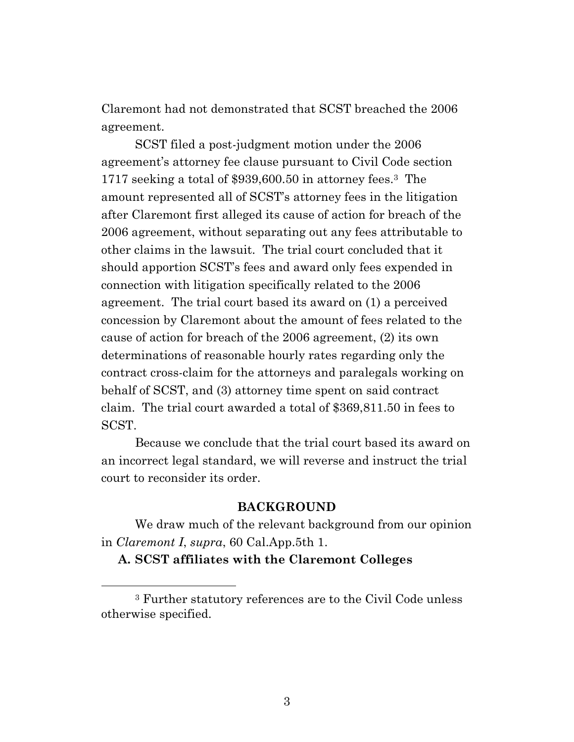Claremont had not demonstrated that SCST breached the 2006 agreement.

SCST filed a post-judgment motion under the 2006 agreement's attorney fee clause pursuant to Civil Code section 1717 seeking a total of $939,600.50 in attorney fees.[3] The amount represented all of SCST's attorney fees in the litigation after Claremont first alleged its cause of action for breach of the 2006 agreement, without separating out any fees attributable to other claims in the lawsuit. The trial court concluded that it should apportion SCST's fees and award only fees expended in connection with litigation specifically related to the 2006 agreement. The trial court based its award on (1) a perceived concession by Claremont about the amount of fees related to the cause of action for breach of the 2006 agreement, (2) its own determinations of reasonable hourly rates regarding only the contract cross-claim for the attorneys and paralegals working on behalf of SCST, and (3) attorney time spent on said contract claim. The trial court awarded a total of $369,811.50 in fees to SCST.

Because we conclude that the trial court based its award on an incorrect legal standard, we will reverse and instruct the trial court to reconsider its order.

## BACKGROUND

We draw much of the relevant background from our opinion in *Claremont I*, *supra*, 60 Cal.App.5th 1.

### A. SCST affiliates with the Claremont Colleges

[3] Further statutory references are to the Civil Code unless otherwise specified.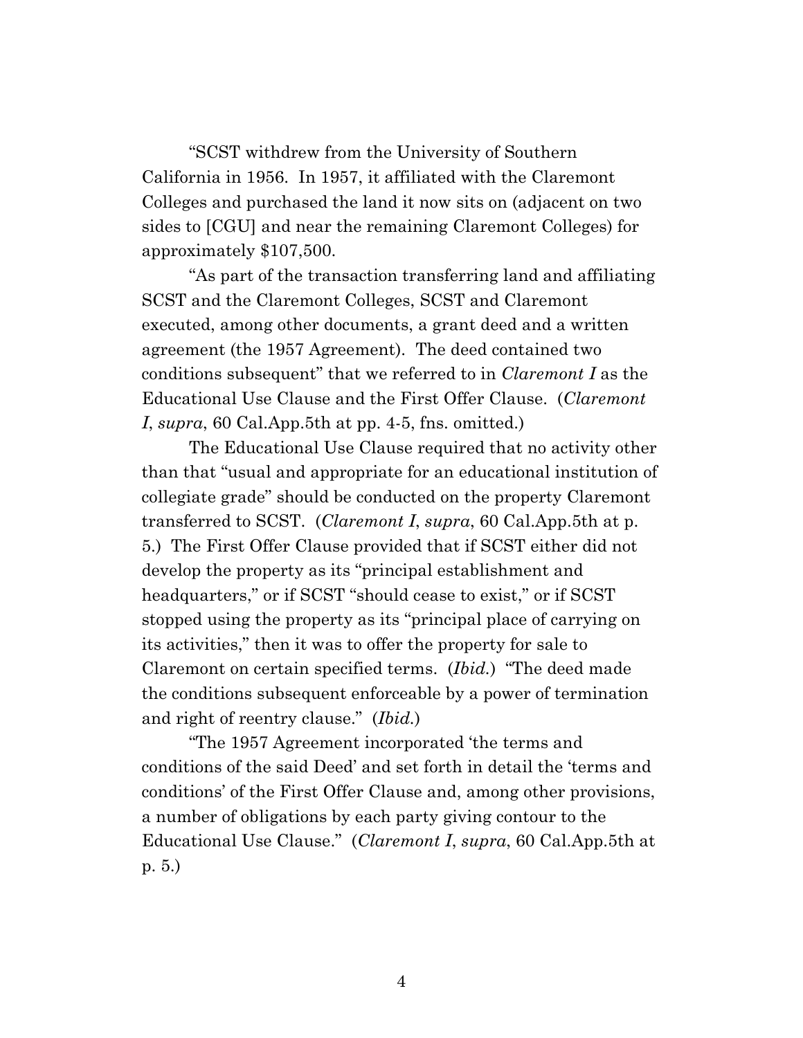"SCST withdrew from the University of Southern California in 1956. In 1957, it affiliated with the Claremont Colleges and purchased the land it now sits on (adjacent on two sides to [CGU] and near the remaining Claremont Colleges) for approximately $107,500.

"As part of the transaction transferring land and affiliating SCST and the Claremont Colleges, SCST and Claremont executed, among other documents, a grant deed and a written agreement (the 1957 Agreement). The deed contained two conditions subsequent" that we referred to in *Claremont I* as the Educational Use Clause and the First Offer Clause. (*Claremont I*, *supra*, 60 Cal.App.5th at pp. 4-5, fns. omitted.)

The Educational Use Clause required that no activity other than that "usual and appropriate for an educational institution of collegiate grade" should be conducted on the property Claremont transferred to SCST. (*Claremont I*, *supra*, 60 Cal.App.5th at p. 5.) The First Offer Clause provided that if SCST either did not develop the property as its "principal establishment and headquarters," or if SCST "should cease to exist," or if SCST stopped using the property as its "principal place of carrying on its activities," then it was to offer the property for sale to Claremont on certain specified terms. (*Ibid.*) "The deed made the conditions subsequent enforceable by a power of termination and right of reentry clause." (*Ibid.*)

"The 1957 Agreement incorporated 'the terms and conditions of the said Deed' and set forth in detail the 'terms and conditions' of the First Offer Clause and, among other provisions, a number of obligations by each party giving contour to the Educational Use Clause." (*Claremont I*, *supra*, 60 Cal.App.5th at p. 5.)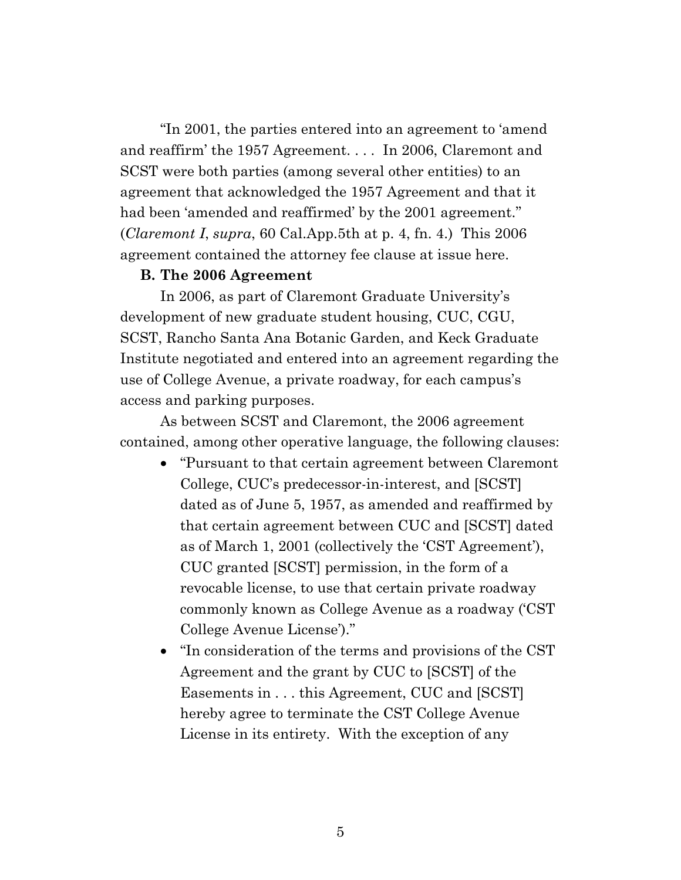"In 2001, the parties entered into an agreement to 'amend and reaffirm' the 1957 Agreement. . . . In 2006, Claremont and SCST were both parties (among several other entities) to an agreement that acknowledged the 1957 Agreement and that it had been 'amended and reaffirmed' by the 2001 agreement." (*Claremont I*, *supra*, 60 Cal.App.5th at p. 4, fn. 4.) This 2006 agreement contained the attorney fee clause at issue here.

**B. The 2006 Agreement**

In 2006, as part of Claremont Graduate University's development of new graduate student housing, CUC, CGU, SCST, Rancho Santa Ana Botanic Garden, and Keck Graduate Institute negotiated and entered into an agreement regarding the use of College Avenue, a private roadway, for each campus's access and parking purposes.

As between SCST and Claremont, the 2006 agreement contained, among other operative language, the following clauses:

- "Pursuant to that certain agreement between Claremont College, CUC's predecessor-in-interest, and [SCST] dated as of June 5, 1957, as amended and reaffirmed by that certain agreement between CUC and [SCST] dated as of March 1, 2001 (collectively the 'CST Agreement'), CUC granted [SCST] permission, in the form of a revocable license, to use that certain private roadway commonly known as College Avenue as a roadway ('CST College Avenue License')."
- "In consideration of the terms and provisions of the CST Agreement and the grant by CUC to [SCST] of the Easements in . . . this Agreement, CUC and [SCST] hereby agree to terminate the CST College Avenue License in its entirety. With the exception of any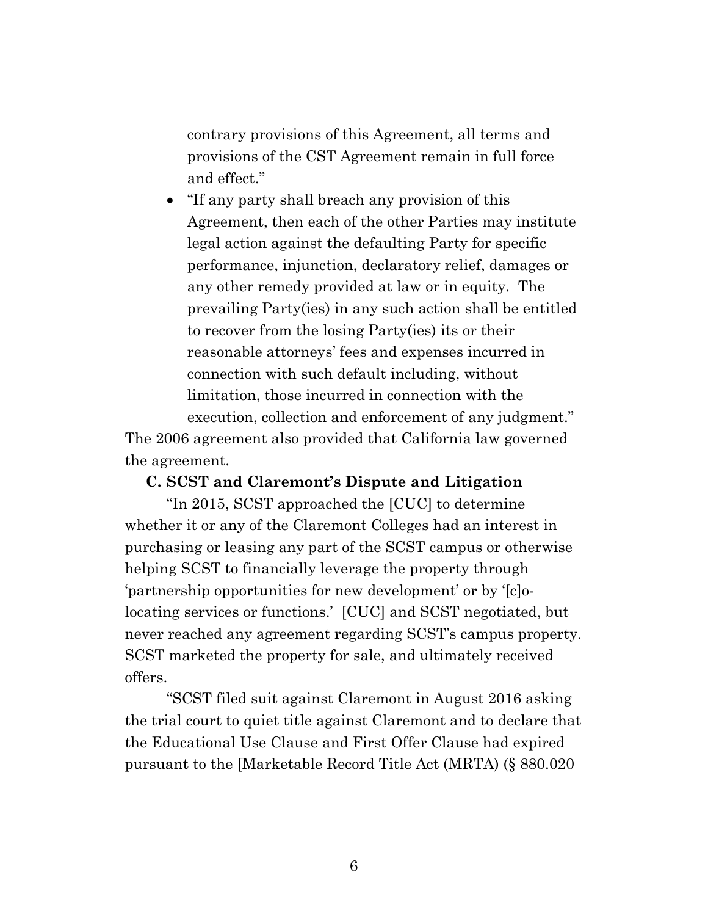contrary provisions of this Agreement, all terms and provisions of the CST Agreement remain in full force and effect."

- "If any party shall breach any provision of this Agreement, then each of the other Parties may institute legal action against the defaulting Party for specific performance, injunction, declaratory relief, damages or any other remedy provided at law or in equity. The prevailing Party(ies) in any such action shall be entitled to recover from the losing Party(ies) its or their reasonable attorneys' fees and expenses incurred in connection with such default including, without limitation, those incurred in connection with the execution, collection and enforcement of any judgment."

The 2006 agreement also provided that California law governed the agreement.

**C. SCST and Claremont's Dispute and Litigation**

"In 2015, SCST approached the [CUC] to determine whether it or any of the Claremont Colleges had an interest in purchasing or leasing any part of the SCST campus or otherwise helping SCST to financially leverage the property through 'partnership opportunities for new development' or by '[c]o-locating services or functions.' [CUC] and SCST negotiated, but never reached any agreement regarding SCST's campus property. SCST marketed the property for sale, and ultimately received offers.

"SCST filed suit against Claremont in August 2016 asking the trial court to quiet title against Claremont and to declare that the Educational Use Clause and First Offer Clause had expired pursuant to the [Marketable Record Title Act (MRTA) (§ 880.020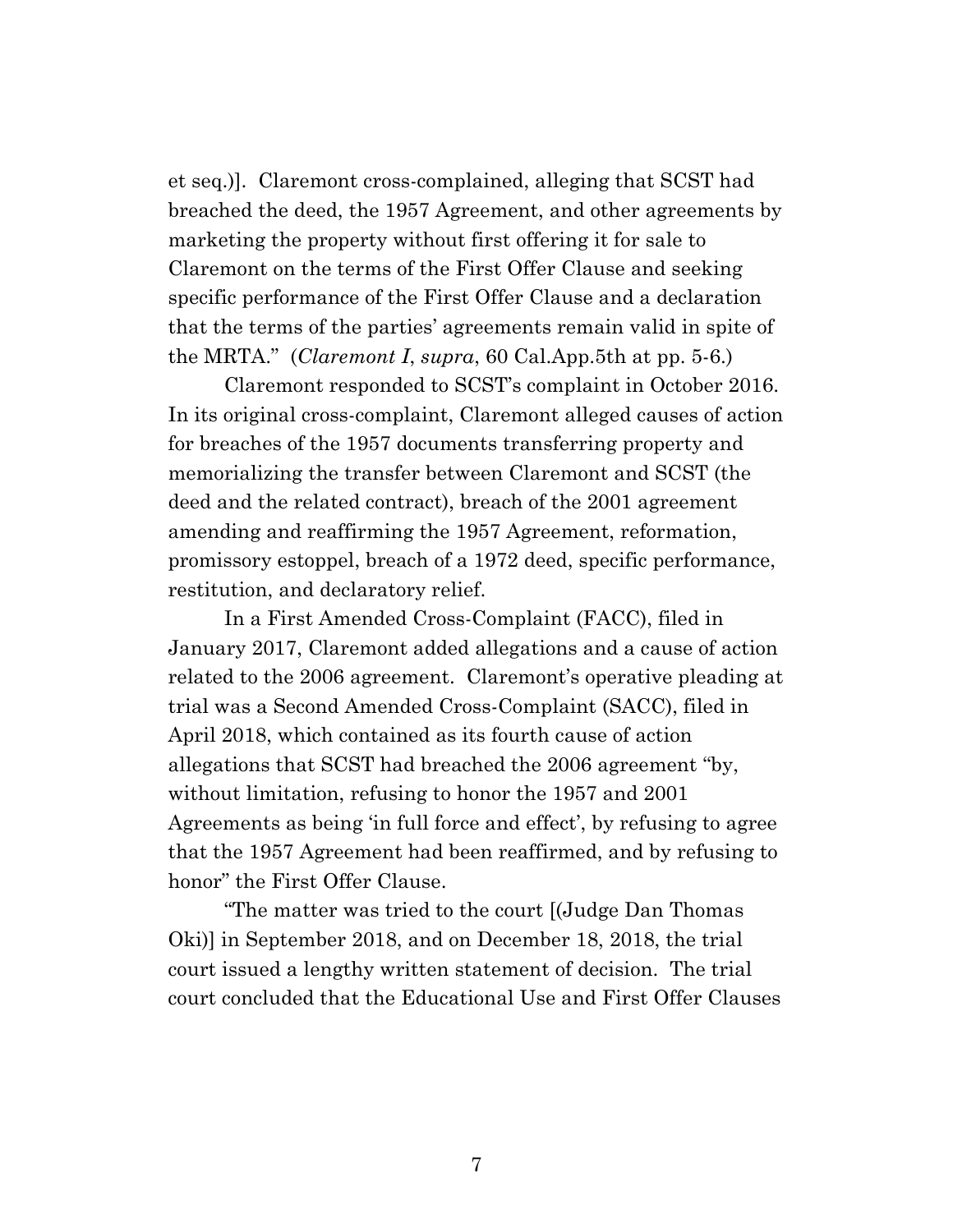et seq.)]. Claremont cross-complained, alleging that SCST had breached the deed, the 1957 Agreement, and other agreements by marketing the property without first offering it for sale to Claremont on the terms of the First Offer Clause and seeking specific performance of the First Offer Clause and a declaration that the terms of the parties' agreements remain valid in spite of the MRTA." (*Claremont I*, *supra*, 60 Cal.App.5th at pp. 5-6.)

Claremont responded to SCST's complaint in October 2016. In its original cross-complaint, Claremont alleged causes of action for breaches of the 1957 documents transferring property and memorializing the transfer between Claremont and SCST (the deed and the related contract), breach of the 2001 agreement amending and reaffirming the 1957 Agreement, reformation, promissory estoppel, breach of a 1972 deed, specific performance, restitution, and declaratory relief.

In a First Amended Cross-Complaint (FACC), filed in January 2017, Claremont added allegations and a cause of action related to the 2006 agreement. Claremont's operative pleading at trial was a Second Amended Cross-Complaint (SACC), filed in April 2018, which contained as its fourth cause of action allegations that SCST had breached the 2006 agreement "by, without limitation, refusing to honor the 1957 and 2001 Agreements as being 'in full force and effect', by refusing to agree that the 1957 Agreement had been reaffirmed, and by refusing to honor" the First Offer Clause.

"The matter was tried to the court [(Judge Dan Thomas Oki)] in September 2018, and on December 18, 2018, the trial court issued a lengthy written statement of decision. The trial court concluded that the Educational Use and First Offer Clauses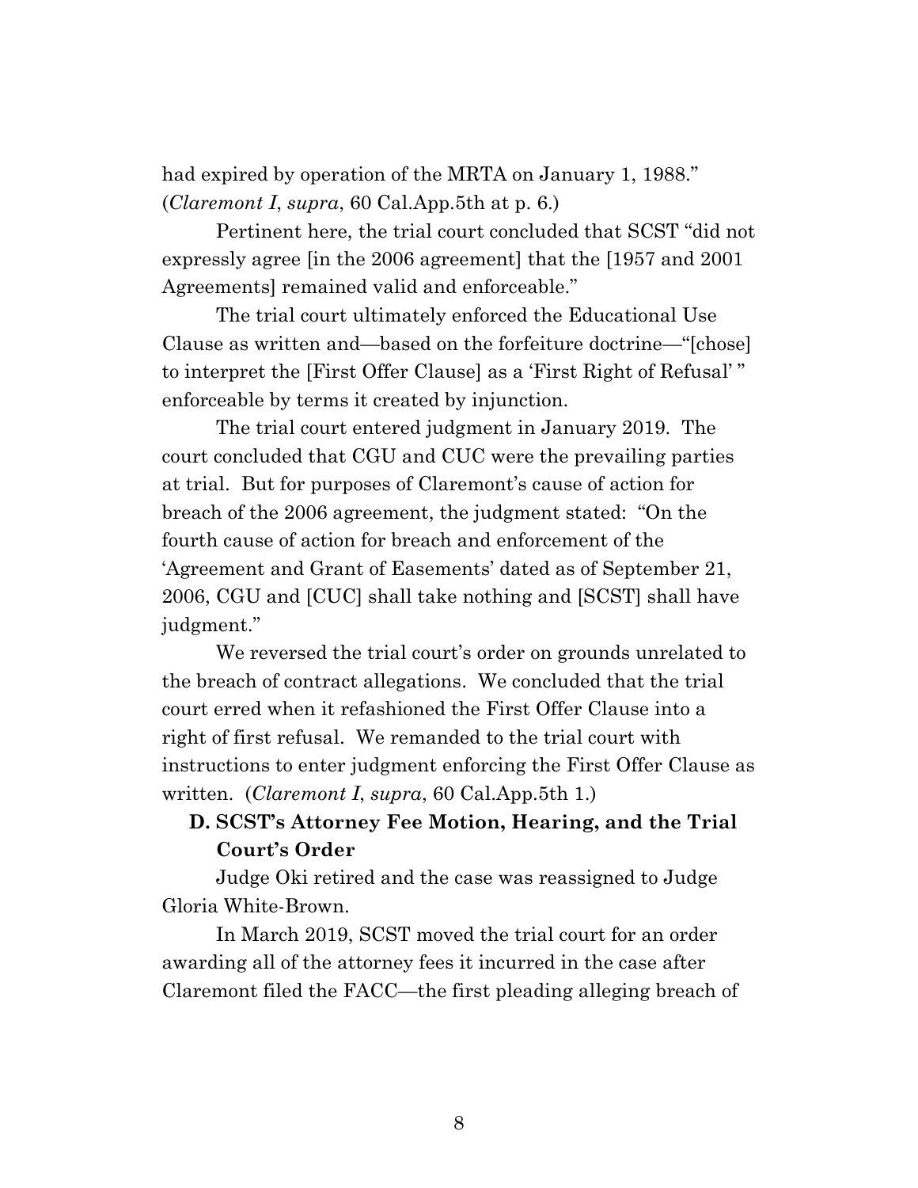had expired by operation of the MRTA on January 1, 1988." (*Claremont I*, *supra*, 60 Cal.App.5th at p. 6.)

Pertinent here, the trial court concluded that SCST "did not expressly agree [in the 2006 agreement] that the [1957 and 2001 Agreements] remained valid and enforceable."

The trial court ultimately enforced the Educational Use Clause as written and—based on the forfeiture doctrine—"[chose] to interpret the [First Offer Clause] as a 'First Right of Refusal' " enforceable by terms it created by injunction.

The trial court entered judgment in January 2019. The court concluded that CGU and CUC were the prevailing parties at trial. But for purposes of Claremont's cause of action for breach of the 2006 agreement, the judgment stated: "On the fourth cause of action for breach and enforcement of the 'Agreement and Grant of Easements' dated as of September 21, 2006, CGU and [CUC] shall take nothing and [SCST] shall have judgment."

We reversed the trial court's order on grounds unrelated to the breach of contract allegations. We concluded that the trial court erred when it refashioned the First Offer Clause into a right of first refusal. We remanded to the trial court with instructions to enter judgment enforcing the First Offer Clause as written. (*Claremont I*, *supra*, 60 Cal.App.5th 1.)

### D. SCST's Attorney Fee Motion, Hearing, and the Trial Court's Order

Judge Oki retired and the case was reassigned to Judge Gloria White-Brown.

In March 2019, SCST moved the trial court for an order awarding all of the attorney fees it incurred in the case after Claremont filed the FACC—the first pleading alleging breach of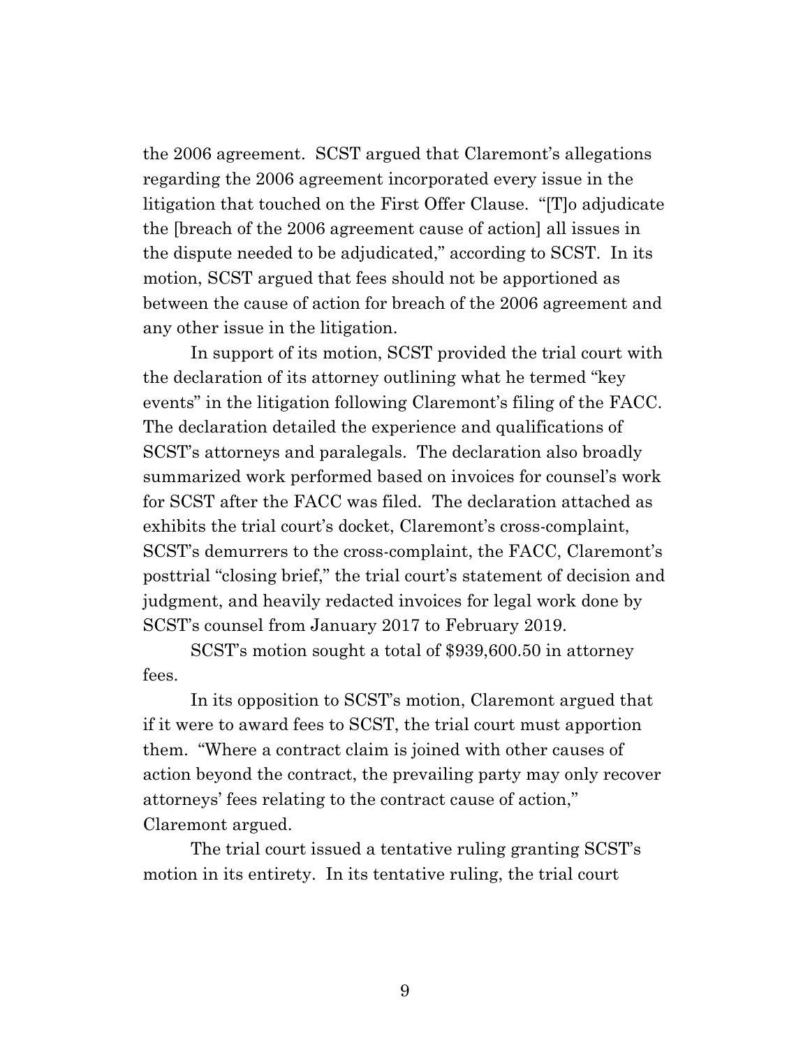the 2006 agreement. SCST argued that Claremont's allegations regarding the 2006 agreement incorporated every issue in the litigation that touched on the First Offer Clause. "[T]o adjudicate the [breach of the 2006 agreement cause of action] all issues in the dispute needed to be adjudicated," according to SCST. In its motion, SCST argued that fees should not be apportioned as between the cause of action for breach of the 2006 agreement and any other issue in the litigation.

In support of its motion, SCST provided the trial court with the declaration of its attorney outlining what he termed "key events" in the litigation following Claremont's filing of the FACC. The declaration detailed the experience and qualifications of SCST's attorneys and paralegals. The declaration also broadly summarized work performed based on invoices for counsel's work for SCST after the FACC was filed. The declaration attached as exhibits the trial court's docket, Claremont's cross-complaint, SCST's demurrers to the cross-complaint, the FACC, Claremont's posttrial "closing brief," the trial court's statement of decision and judgment, and heavily redacted invoices for legal work done by SCST's counsel from January 2017 to February 2019.

SCST's motion sought a total of $939,600.50 in attorney fees.

In its opposition to SCST's motion, Claremont argued that if it were to award fees to SCST, the trial court must apportion them. "Where a contract claim is joined with other causes of action beyond the contract, the prevailing party may only recover attorneys' fees relating to the contract cause of action," Claremont argued.

The trial court issued a tentative ruling granting SCST's motion in its entirety. In its tentative ruling, the trial court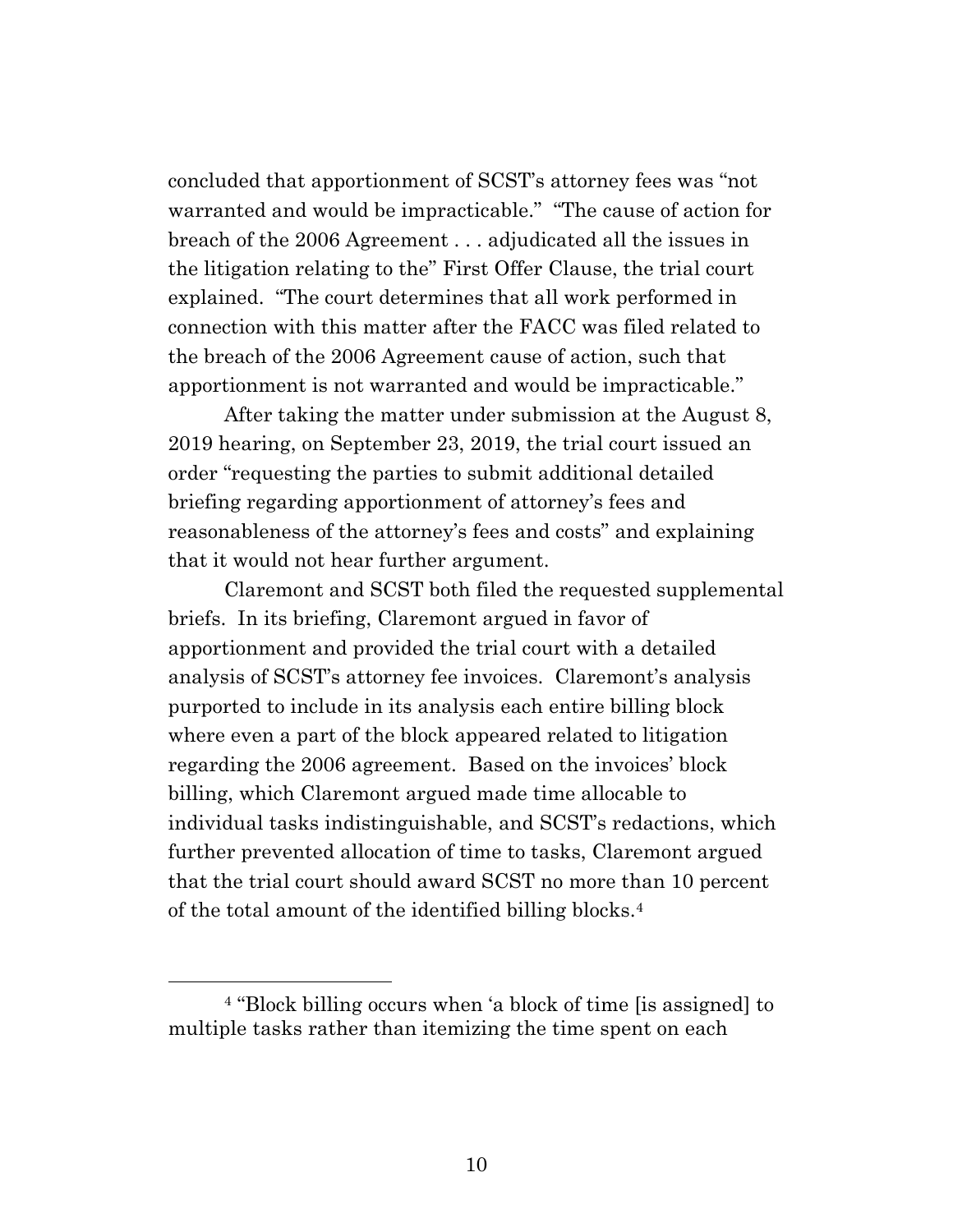concluded that apportionment of SCST's attorney fees was "not warranted and would be impracticable." "The cause of action for breach of the 2006 Agreement . . . adjudicated all the issues in the litigation relating to the" First Offer Clause, the trial court explained. "The court determines that all work performed in connection with this matter after the FACC was filed related to the breach of the 2006 Agreement cause of action, such that apportionment is not warranted and would be impracticable."

After taking the matter under submission at the August 8, 2019 hearing, on September 23, 2019, the trial court issued an order "requesting the parties to submit additional detailed briefing regarding apportionment of attorney's fees and reasonableness of the attorney's fees and costs" and explaining that it would not hear further argument.

Claremont and SCST both filed the requested supplemental briefs. In its briefing, Claremont argued in favor of apportionment and provided the trial court with a detailed analysis of SCST's attorney fee invoices. Claremont's analysis purported to include in its analysis each entire billing block where even a part of the block appeared related to litigation regarding the 2006 agreement. Based on the invoices' block billing, which Claremont argued made time allocable to individual tasks indistinguishable, and SCST's redactions, which further prevented allocation of time to tasks, Claremont argued that the trial court should award SCST no more than 10 percent of the total amount of the identified billing blocks.[4]

[4] "Block billing occurs when 'a block of time [is assigned] to multiple tasks rather than itemizing the time spent on each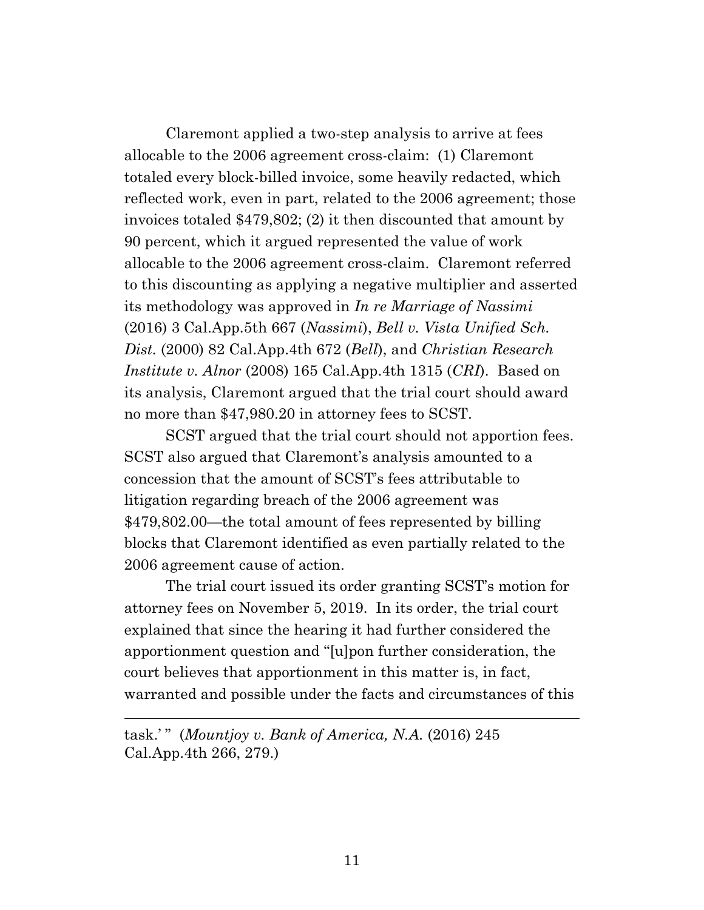Claremont applied a two-step analysis to arrive at fees allocable to the 2006 agreement cross-claim: (1) Claremont totaled every block-billed invoice, some heavily redacted, which reflected work, even in part, related to the 2006 agreement; those invoices totaled $479,802; (2) it then discounted that amount by 90 percent, which it argued represented the value of work allocable to the 2006 agreement cross-claim. Claremont referred to this discounting as applying a negative multiplier and asserted its methodology was approved in *In re Marriage of Nassimi* (2016) 3 Cal.App.5th 667 (*Nassimi*), *Bell v. Vista Unified Sch. Dist.* (2000) 82 Cal.App.4th 672 (*Bell*), and *Christian Research Institute v. Alnor* (2008) 165 Cal.App.4th 1315 (*CRI*). Based on its analysis, Claremont argued that the trial court should award no more than $47,980.20 in attorney fees to SCST.

SCST argued that the trial court should not apportion fees. SCST also argued that Claremont's analysis amounted to a concession that the amount of SCST's fees attributable to litigation regarding breach of the 2006 agreement was $479,802.00—the total amount of fees represented by billing blocks that Claremont identified as even partially related to the 2006 agreement cause of action.

The trial court issued its order granting SCST's motion for attorney fees on November 5, 2019. In its order, the trial court explained that since the hearing it had further considered the apportionment question and "[u]pon further consideration, the court believes that apportionment in this matter is, in fact, warranted and possible under the facts and circumstances of this

---

task.' " (*Mountjoy v. Bank of America, N.A.* (2016) 245 Cal.App.4th 266, 279.)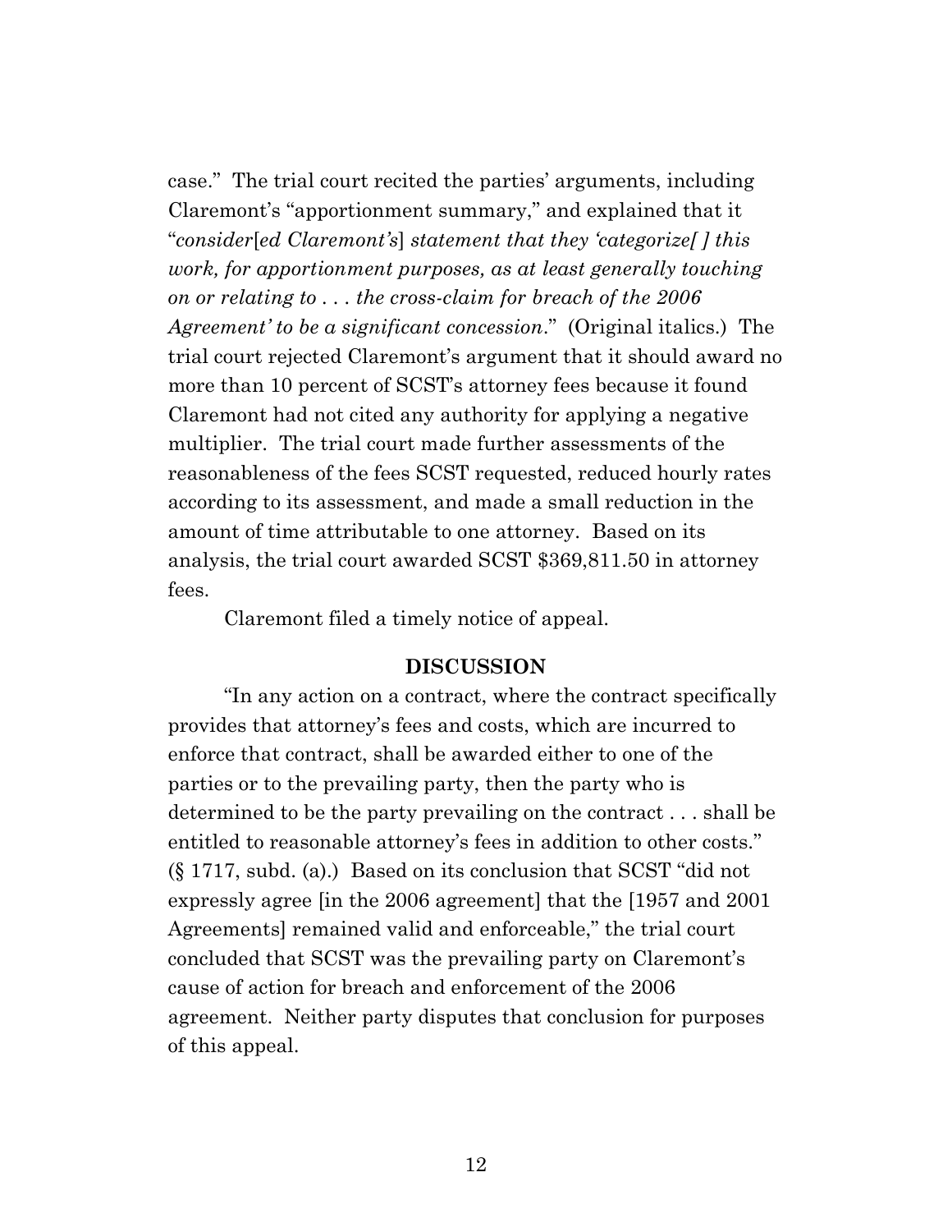case." The trial court recited the parties' arguments, including Claremont's "apportionment summary," and explained that it "*consider*[*ed Claremont's*] *statement that they 'categorize[ ] this work, for apportionment purposes, as at least generally touching on or relating to . . . the cross-claim for breach of the 2006 Agreement' to be a significant concession*." (Original italics.) The trial court rejected Claremont's argument that it should award no more than 10 percent of SCST's attorney fees because it found Claremont had not cited any authority for applying a negative multiplier. The trial court made further assessments of the reasonableness of the fees SCST requested, reduced hourly rates according to its assessment, and made a small reduction in the amount of time attributable to one attorney. Based on its analysis, the trial court awarded SCST $369,811.50 in attorney fees.

Claremont filed a timely notice of appeal.

## DISCUSSION

"In any action on a contract, where the contract specifically provides that attorney's fees and costs, which are incurred to enforce that contract, shall be awarded either to one of the parties or to the prevailing party, then the party who is determined to be the party prevailing on the contract . . . shall be entitled to reasonable attorney's fees in addition to other costs." (§ 1717, subd. (a).) Based on its conclusion that SCST "did not expressly agree [in the 2006 agreement] that the [1957 and 2001 Agreements] remained valid and enforceable," the trial court concluded that SCST was the prevailing party on Claremont's cause of action for breach and enforcement of the 2006 agreement. Neither party disputes that conclusion for purposes of this appeal.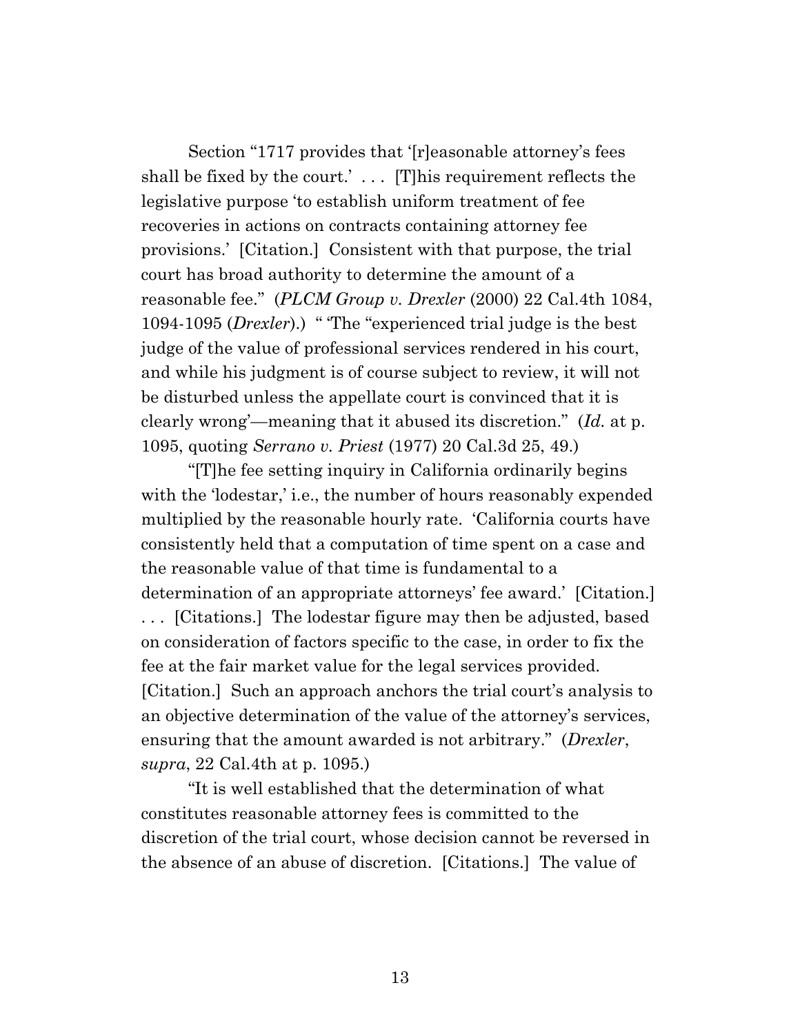Section "1717 provides that '[r]easonable attorney's fees shall be fixed by the court.' . . . [T]his requirement reflects the legislative purpose 'to establish uniform treatment of fee recoveries in actions on contracts containing attorney fee provisions.' [Citation.] Consistent with that purpose, the trial court has broad authority to determine the amount of a reasonable fee." (*PLCM Group v. Drexler* (2000) 22 Cal.4th 1084, 1094-1095 (*Drexler*).) " 'The "experienced trial judge is the best judge of the value of professional services rendered in his court, and while his judgment is of course subject to review, it will not be disturbed unless the appellate court is convinced that it is clearly wrong'—meaning that it abused its discretion." (*Id.* at p. 1095, quoting *Serrano v. Priest* (1977) 20 Cal.3d 25, 49.)

"[T]he fee setting inquiry in California ordinarily begins with the 'lodestar,' i.e., the number of hours reasonably expended multiplied by the reasonable hourly rate. 'California courts have consistently held that a computation of time spent on a case and the reasonable value of that time is fundamental to a determination of an appropriate attorneys' fee award.' [Citation.] . . . [Citations.] The lodestar figure may then be adjusted, based on consideration of factors specific to the case, in order to fix the fee at the fair market value for the legal services provided. [Citation.] Such an approach anchors the trial court's analysis to an objective determination of the value of the attorney's services, ensuring that the amount awarded is not arbitrary." (*Drexler*, *supra*, 22 Cal.4th at p. 1095.)

"It is well established that the determination of what constitutes reasonable attorney fees is committed to the discretion of the trial court, whose decision cannot be reversed in the absence of an abuse of discretion. [Citations.] The value of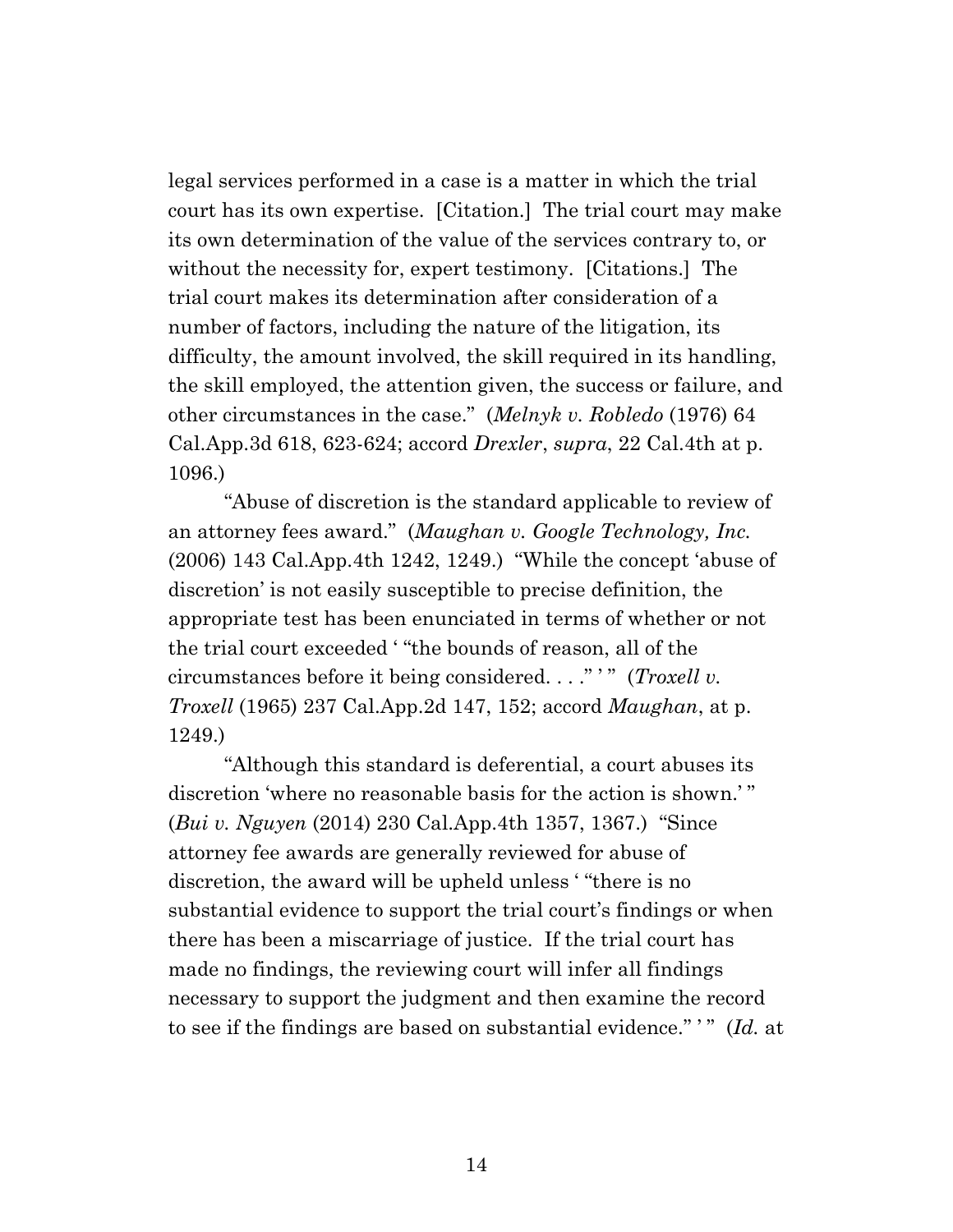legal services performed in a case is a matter in which the trial court has its own expertise. [Citation.] The trial court may make its own determination of the value of the services contrary to, or without the necessity for, expert testimony. [Citations.] The trial court makes its determination after consideration of a number of factors, including the nature of the litigation, its difficulty, the amount involved, the skill required in its handling, the skill employed, the attention given, the success or failure, and other circumstances in the case." (*Melnyk v. Robledo* (1976) 64 Cal.App.3d 618, 623-624; accord *Drexler*, *supra*, 22 Cal.4th at p. 1096.)

"Abuse of discretion is the standard applicable to review of an attorney fees award." (*Maughan v. Google Technology, Inc.* (2006) 143 Cal.App.4th 1242, 1249.) "While the concept 'abuse of discretion' is not easily susceptible to precise definition, the appropriate test has been enunciated in terms of whether or not the trial court exceeded ' "the bounds of reason, all of the circumstances before it being considered. . . ." ' " (*Troxell v. Troxell* (1965) 237 Cal.App.2d 147, 152; accord *Maughan*, at p. 1249.)

"Although this standard is deferential, a court abuses its discretion 'where no reasonable basis for the action is shown.' " (*Bui v. Nguyen* (2014) 230 Cal.App.4th 1357, 1367.) "Since attorney fee awards are generally reviewed for abuse of discretion, the award will be upheld unless ' "there is no substantial evidence to support the trial court's findings or when there has been a miscarriage of justice. If the trial court has made no findings, the reviewing court will infer all findings necessary to support the judgment and then examine the record to see if the findings are based on substantial evidence." ' " (*Id.* at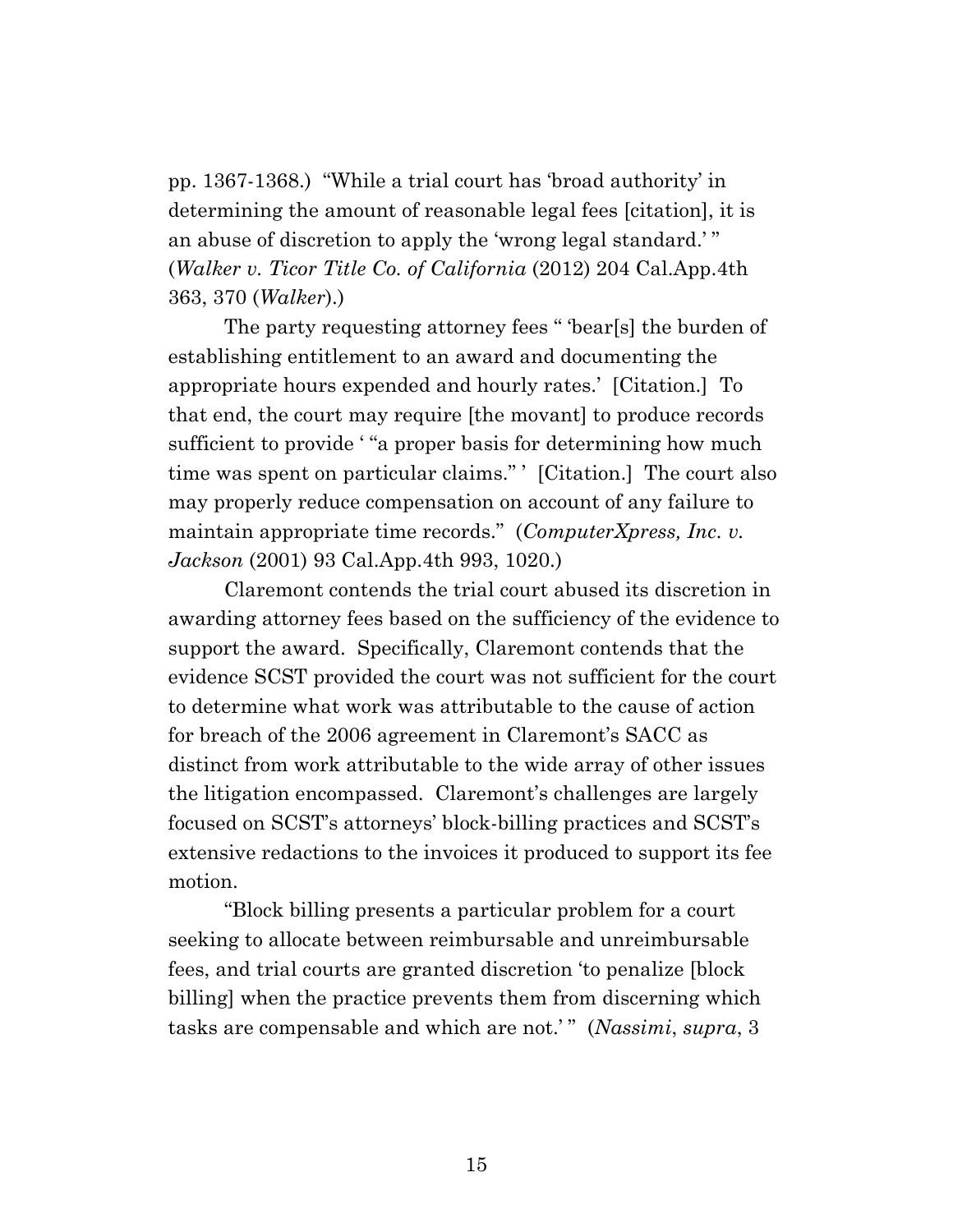pp. 1367-1368.) "While a trial court has 'broad authority' in determining the amount of reasonable legal fees [citation], it is an abuse of discretion to apply the 'wrong legal standard.' " (*Walker v. Ticor Title Co. of California* (2012) 204 Cal.App.4th 363, 370 (*Walker*).)

The party requesting attorney fees " 'bear[s] the burden of establishing entitlement to an award and documenting the appropriate hours expended and hourly rates.' [Citation.] To that end, the court may require [the movant] to produce records sufficient to provide ' "a proper basis for determining how much time was spent on particular claims." ' [Citation.] The court also may properly reduce compensation on account of any failure to maintain appropriate time records." (*ComputerXpress, Inc. v. Jackson* (2001) 93 Cal.App.4th 993, 1020.)

Claremont contends the trial court abused its discretion in awarding attorney fees based on the sufficiency of the evidence to support the award. Specifically, Claremont contends that the evidence SCST provided the court was not sufficient for the court to determine what work was attributable to the cause of action for breach of the 2006 agreement in Claremont's SACC as distinct from work attributable to the wide array of other issues the litigation encompassed. Claremont's challenges are largely focused on SCST's attorneys' block-billing practices and SCST's extensive redactions to the invoices it produced to support its fee motion.

"Block billing presents a particular problem for a court seeking to allocate between reimbursable and unreimbursable fees, and trial courts are granted discretion 'to penalize [block billing] when the practice prevents them from discerning which tasks are compensable and which are not.' " (*Nassimi*, *supra*, 3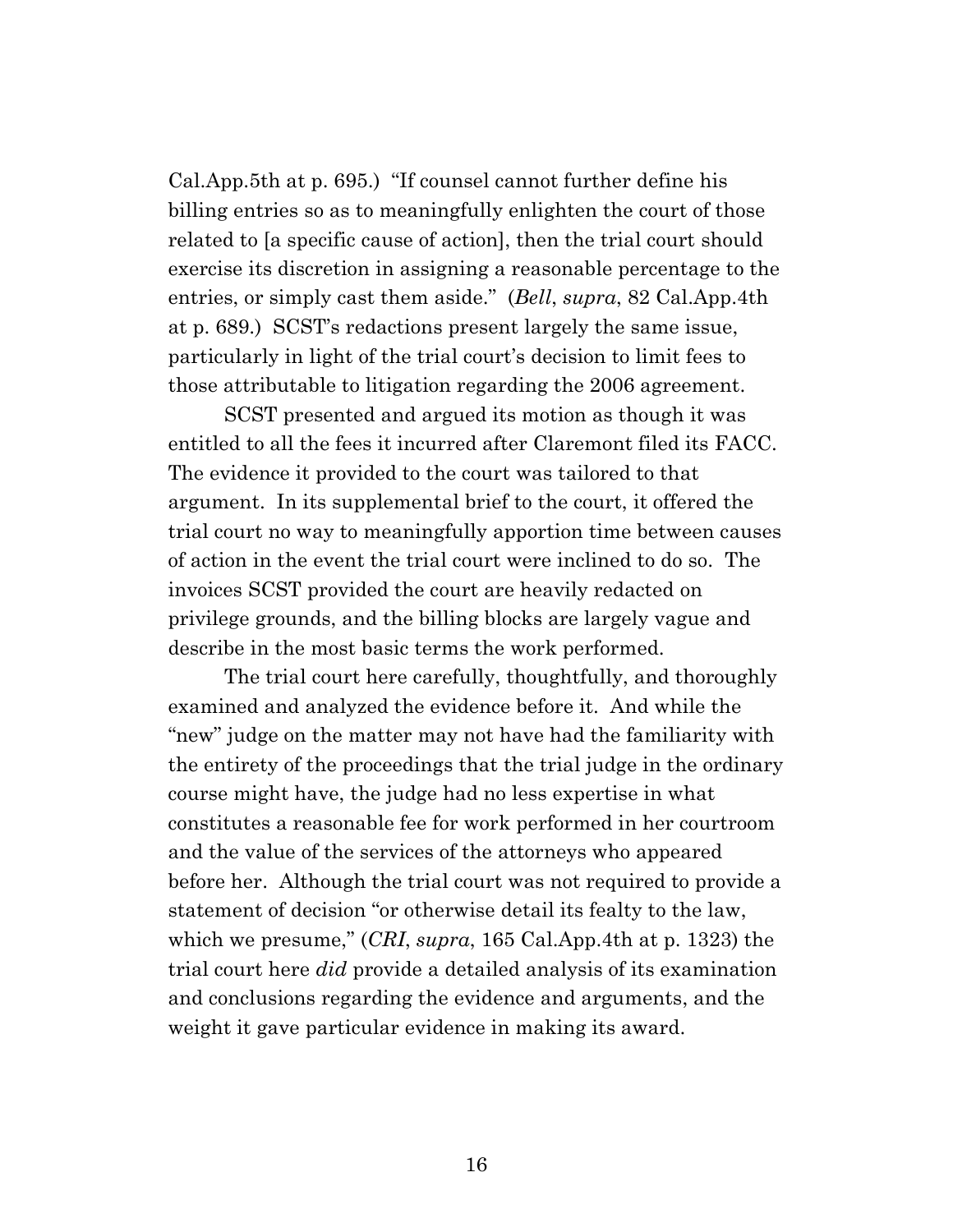Cal.App.5th at p. 695.) "If counsel cannot further define his billing entries so as to meaningfully enlighten the court of those related to [a specific cause of action], then the trial court should exercise its discretion in assigning a reasonable percentage to the entries, or simply cast them aside." (*Bell*, *supra*, 82 Cal.App.4th at p. 689.) SCST's redactions present largely the same issue, particularly in light of the trial court's decision to limit fees to those attributable to litigation regarding the 2006 agreement.

SCST presented and argued its motion as though it was entitled to all the fees it incurred after Claremont filed its FACC. The evidence it provided to the court was tailored to that argument. In its supplemental brief to the court, it offered the trial court no way to meaningfully apportion time between causes of action in the event the trial court were inclined to do so. The invoices SCST provided the court are heavily redacted on privilege grounds, and the billing blocks are largely vague and describe in the most basic terms the work performed.

The trial court here carefully, thoughtfully, and thoroughly examined and analyzed the evidence before it. And while the "new" judge on the matter may not have had the familiarity with the entirety of the proceedings that the trial judge in the ordinary course might have, the judge had no less expertise in what constitutes a reasonable fee for work performed in her courtroom and the value of the services of the attorneys who appeared before her. Although the trial court was not required to provide a statement of decision "or otherwise detail its fealty to the law, which we presume," (*CRI*, *supra*, 165 Cal.App.4th at p. 1323) the trial court here *did* provide a detailed analysis of its examination and conclusions regarding the evidence and arguments, and the weight it gave particular evidence in making its award.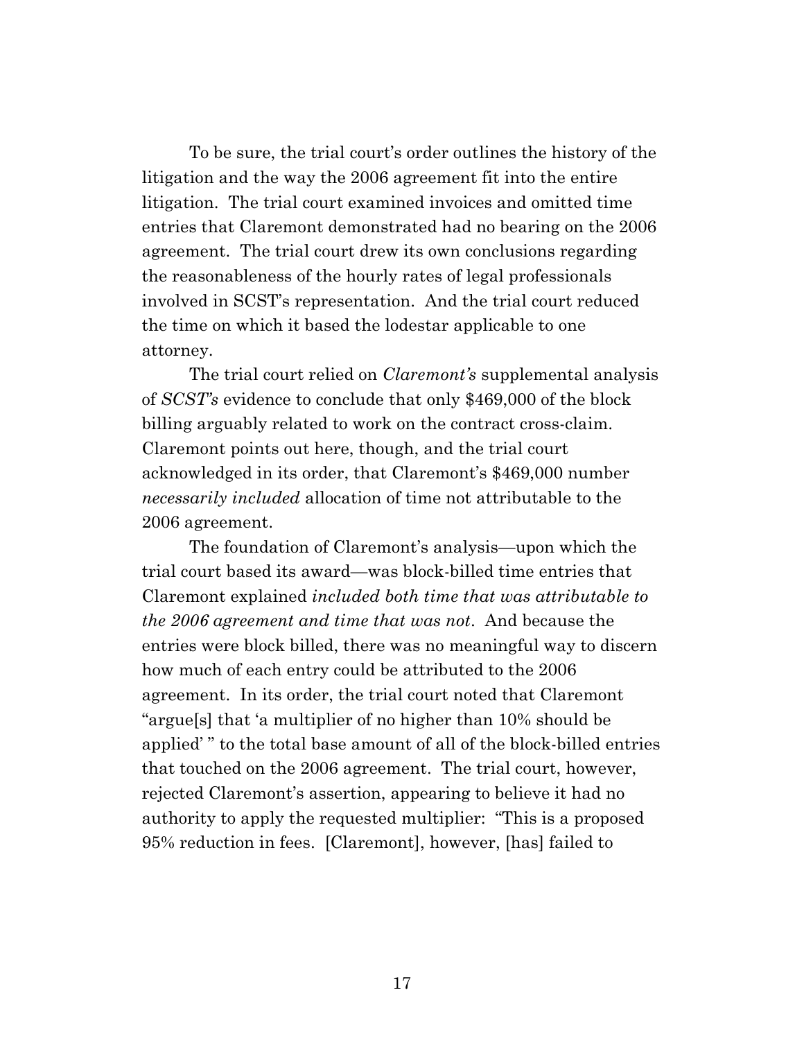To be sure, the trial court's order outlines the history of the litigation and the way the 2006 agreement fit into the entire litigation. The trial court examined invoices and omitted time entries that Claremont demonstrated had no bearing on the 2006 agreement. The trial court drew its own conclusions regarding the reasonableness of the hourly rates of legal professionals involved in SCST's representation. And the trial court reduced the time on which it based the lodestar applicable to one attorney.

The trial court relied on *Claremont's* supplemental analysis of *SCST's* evidence to conclude that only $469,000 of the block billing arguably related to work on the contract cross-claim. Claremont points out here, though, and the trial court acknowledged in its order, that Claremont's $469,000 number *necessarily included* allocation of time not attributable to the 2006 agreement.

The foundation of Claremont's analysis—upon which the trial court based its award—was block-billed time entries that Claremont explained *included both time that was attributable to the 2006 agreement and time that was not*. And because the entries were block billed, there was no meaningful way to discern how much of each entry could be attributed to the 2006 agreement. In its order, the trial court noted that Claremont "argue[s] that 'a multiplier of no higher than 10% should be applied' " to the total base amount of all of the block-billed entries that touched on the 2006 agreement. The trial court, however, rejected Claremont's assertion, appearing to believe it had no authority to apply the requested multiplier: "This is a proposed 95% reduction in fees. [Claremont], however, [has] failed to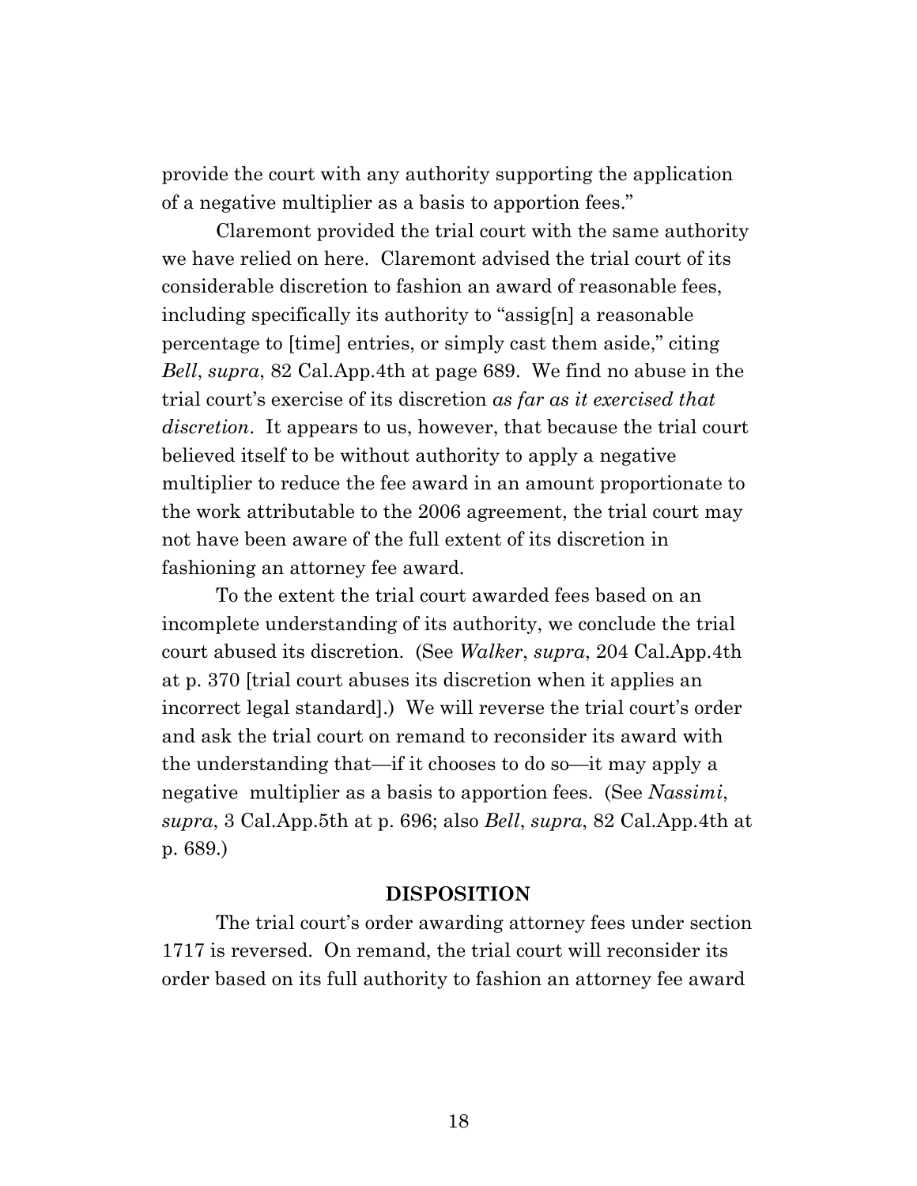provide the court with any authority supporting the application of a negative multiplier as a basis to apportion fees."

Claremont provided the trial court with the same authority we have relied on here. Claremont advised the trial court of its considerable discretion to fashion an award of reasonable fees, including specifically its authority to "assig[n] a reasonable percentage to [time] entries, or simply cast them aside," citing *Bell*, *supra*, 82 Cal.App.4th at page 689. We find no abuse in the trial court's exercise of its discretion *as far as it exercised that discretion*. It appears to us, however, that because the trial court believed itself to be without authority to apply a negative multiplier to reduce the fee award in an amount proportionate to the work attributable to the 2006 agreement, the trial court may not have been aware of the full extent of its discretion in fashioning an attorney fee award.

To the extent the trial court awarded fees based on an incomplete understanding of its authority, we conclude the trial court abused its discretion. (See *Walker*, *supra*, 204 Cal.App.4th at p. 370 [trial court abuses its discretion when it applies an incorrect legal standard].) We will reverse the trial court's order and ask the trial court on remand to reconsider its award with the understanding that—if it chooses to do so—it may apply a negative multiplier as a basis to apportion fees. (See *Nassimi*, *supra*, 3 Cal.App.5th at p. 696; also *Bell*, *supra*, 82 Cal.App.4th at p. 689.)

## DISPOSITION

The trial court's order awarding attorney fees under section 1717 is reversed. On remand, the trial court will reconsider its order based on its full authority to fashion an attorney fee award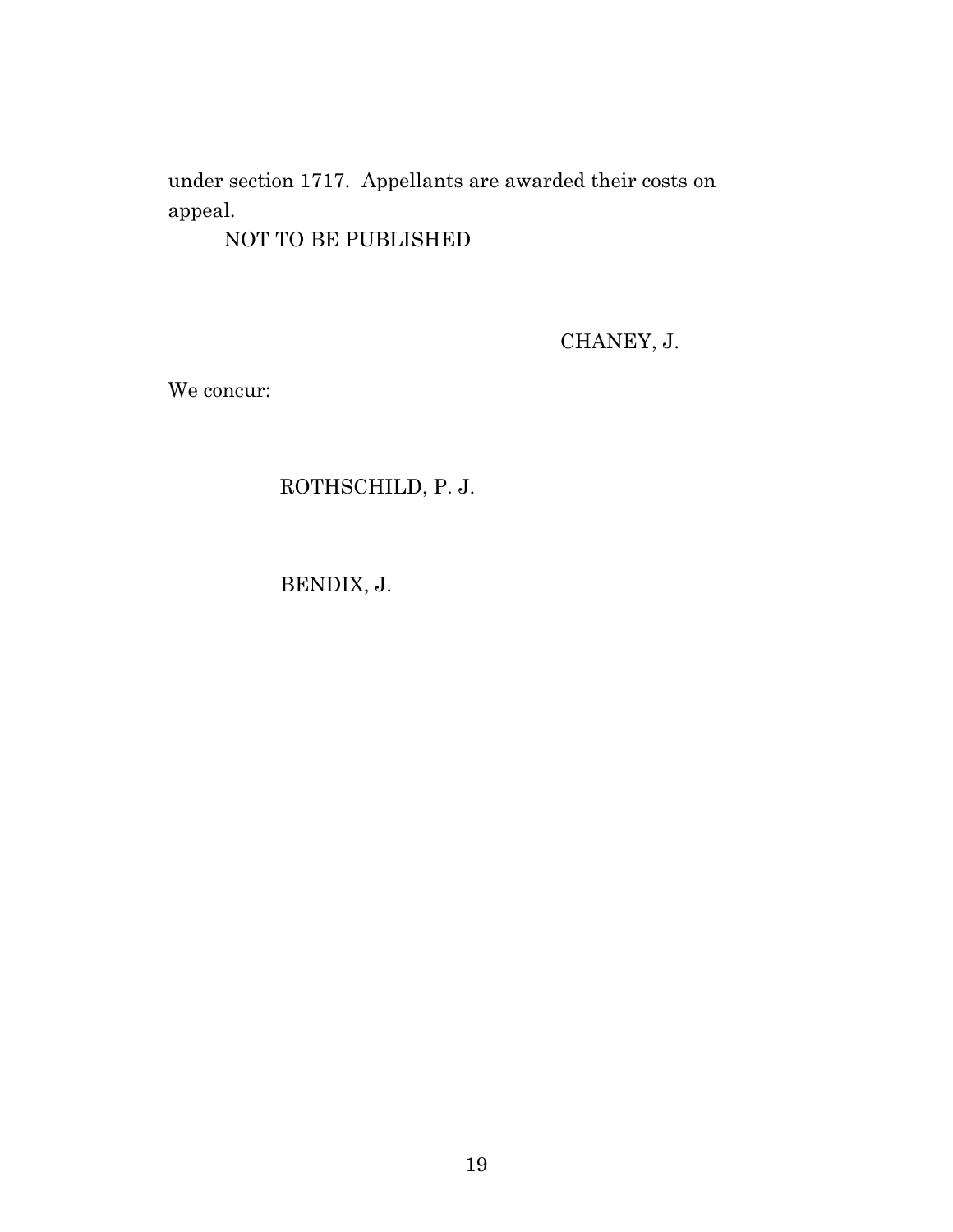under section 1717. Appellants are awarded their costs on appeal.

NOT TO BE PUBLISHED

CHANEY, J.

We concur:

ROTHSCHILD, P. J.

BENDIX, J.